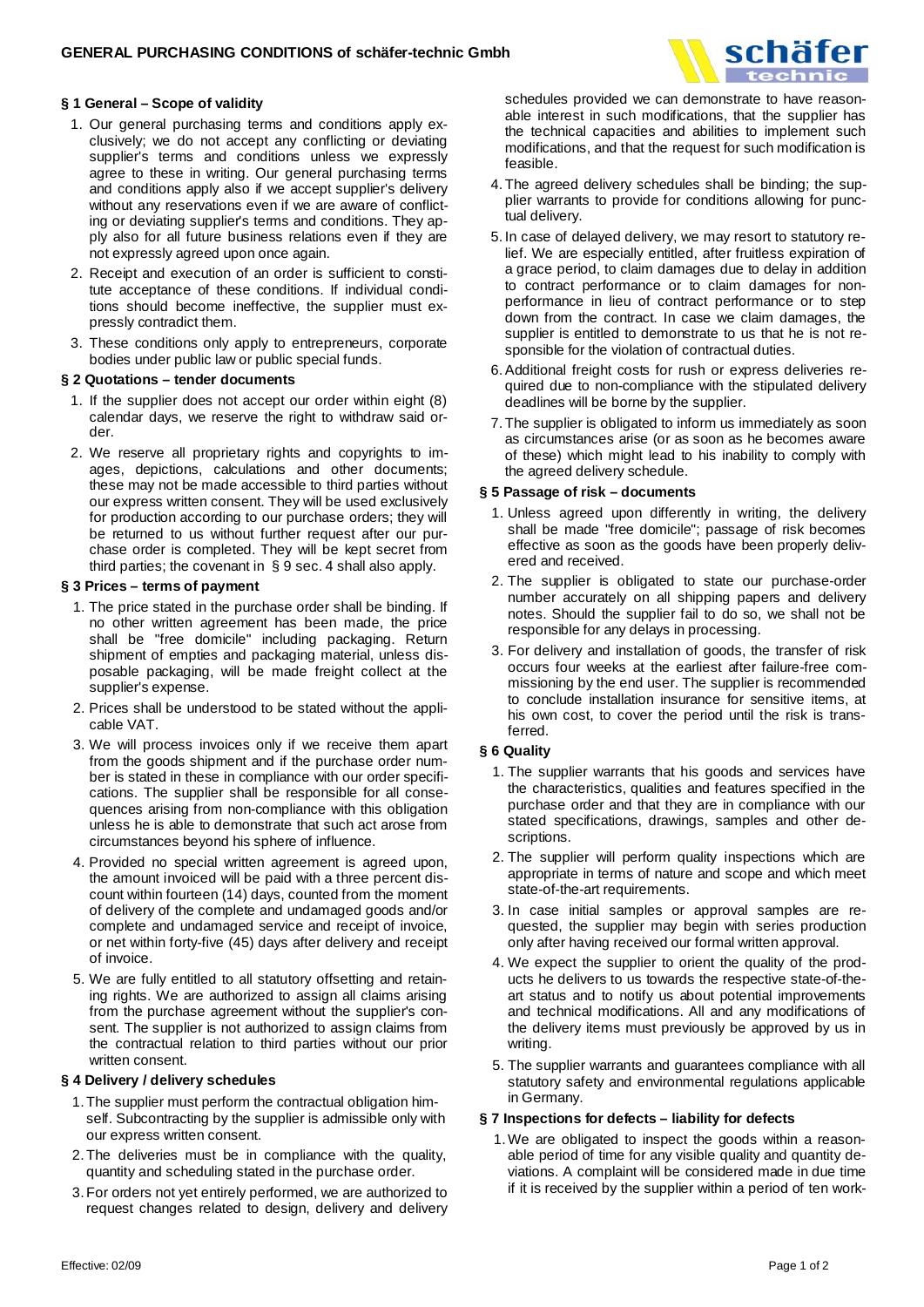# GENERAL PURCHASING CONDITIONS of schäfer-technic Gmbh

## § 1 General – Scope of validity

1. Our general purchasing terms and conditions apply exclusively; we do not accept any conflicting or deviating supplier's terms and conditions unless we expressly agree to these in writing. Our general purchasing terms and conditions apply also if we accept supplier's delivery without any reservations even if we are aware of conflicting or deviating supplier's terms and conditions. They apply also for all future business relations even if they are not expressly agreed upon once again.
2. Receipt and execution of an order is sufficient to constitute acceptance of these conditions. If individual conditions should become ineffective, the supplier must expressly contradict them.
3. These conditions only apply to entrepreneurs, corporate bodies under public law or public special funds.

## § 2 Quotations – tender documents

1. If the supplier does not accept our order within eight (8) calendar days, we reserve the right to withdraw said order.
2. We reserve all proprietary rights and copyrights to images, depictions, calculations and other documents; these may not be made accessible to third parties without our express written consent. They will be used exclusively for production according to our purchase orders; they will be returned to us without further request after our purchase order is completed. They will be kept secret from third parties; the covenant in § 9 sec. 4 shall also apply.

## § 3 Prices – terms of payment

1. The price stated in the purchase order shall be binding. If no other written agreement has been made, the price shall be "free domicile" including packaging. Return shipment of empties and packaging material, unless disposable packaging, will be made freight collect at the supplier's expense.
2. Prices shall be understood to be stated without the applicable VAT.
3. We will process invoices only if we receive them apart from the goods shipment and if the purchase order number is stated in these in compliance with our order specifications. The supplier shall be responsible for all consequences arising from non-compliance with this obligation unless he is able to demonstrate that such act arose from circumstances beyond his sphere of influence.
4. Provided no special written agreement is agreed upon, the amount invoiced will be paid with a three percent discount within fourteen (14) days, counted from the moment of delivery of the complete and undamaged goods and/or complete and undamaged service and receipt of invoice, or net within forty-five (45) days after delivery and receipt of invoice.
5. We are fully entitled to all statutory offsetting and retaining rights. We are authorized to assign all claims arising from the purchase agreement without the supplier's consent. The supplier is not authorized to assign claims from the contractual relation to third parties without our prior written consent.

## § 4 Delivery / delivery schedules

1. The supplier must perform the contractual obligation himself. Subcontracting by the supplier is admissible only with our express written consent.
2. The deliveries must be in compliance with the quality, quantity and scheduling stated in the purchase order.
3. For orders not yet entirely performed, we are authorized to request changes related to design, delivery and delivery schedules provided we can demonstrate to have reasonable interest in such modifications, that the supplier has the technical capacities and abilities to implement such modifications, and that the request for such modification is feasible.
4. The agreed delivery schedules shall be binding; the supplier warrants to provide for conditions allowing for punctual delivery.
5. In case of delayed delivery, we may resort to statutory relief. We are especially entitled, after fruitless expiration of a grace period, to claim damages due to delay in addition to contract performance or to claim damages for nonperformance in lieu of contract performance or to step down from the contract. In case we claim damages, the supplier is entitled to demonstrate to us that he is not responsible for the violation of contractual duties.
6. Additional freight costs for rush or express deliveries required due to non-compliance with the stipulated delivery deadlines will be borne by the supplier.
7. The supplier is obligated to inform us immediately as soon as circumstances arise (or as soon as he becomes aware of these) which might lead to his inability to comply with the agreed delivery schedule.

## § 5 Passage of risk – documents

1. Unless agreed upon differently in writing, the delivery shall be made "free domicile"; passage of risk becomes effective as soon as the goods have been properly delivered and received.
2. The supplier is obligated to state our purchase-order number accurately on all shipping papers and delivery notes. Should the supplier fail to do so, we shall not be responsible for any delays in processing.
3. For delivery and installation of goods, the transfer of risk occurs four weeks at the earliest after failure-free commissioning by the end user. The supplier is recommended to conclude installation insurance for sensitive items, at his own cost, to cover the period until the risk is transferred.

## § 6 Quality

1. The supplier warrants that his goods and services have the characteristics, qualities and features specified in the purchase order and that they are in compliance with our stated specifications, drawings, samples and other descriptions.
2. The supplier will perform quality inspections which are appropriate in terms of nature and scope and which meet state-of-the-art requirements.
3. In case initial samples or approval samples are requested, the supplier may begin with series production only after having received our formal written approval.
4. We expect the supplier to orient the quality of the products he delivers to us towards the respective state-of-the-art status and to notify us about potential improvements and technical modifications. All and any modifications of the delivery items must previously be approved by us in writing.
5. The supplier warrants and guarantees compliance with all statutory safety and environmental regulations applicable in Germany.

## § 7 Inspections for defects – liability for defects

1. We are obligated to inspect the goods within a reasonable period of time for any visible quality and quantity deviations. A complaint will be considered made in due time if it is received by the supplier within a period of ten work-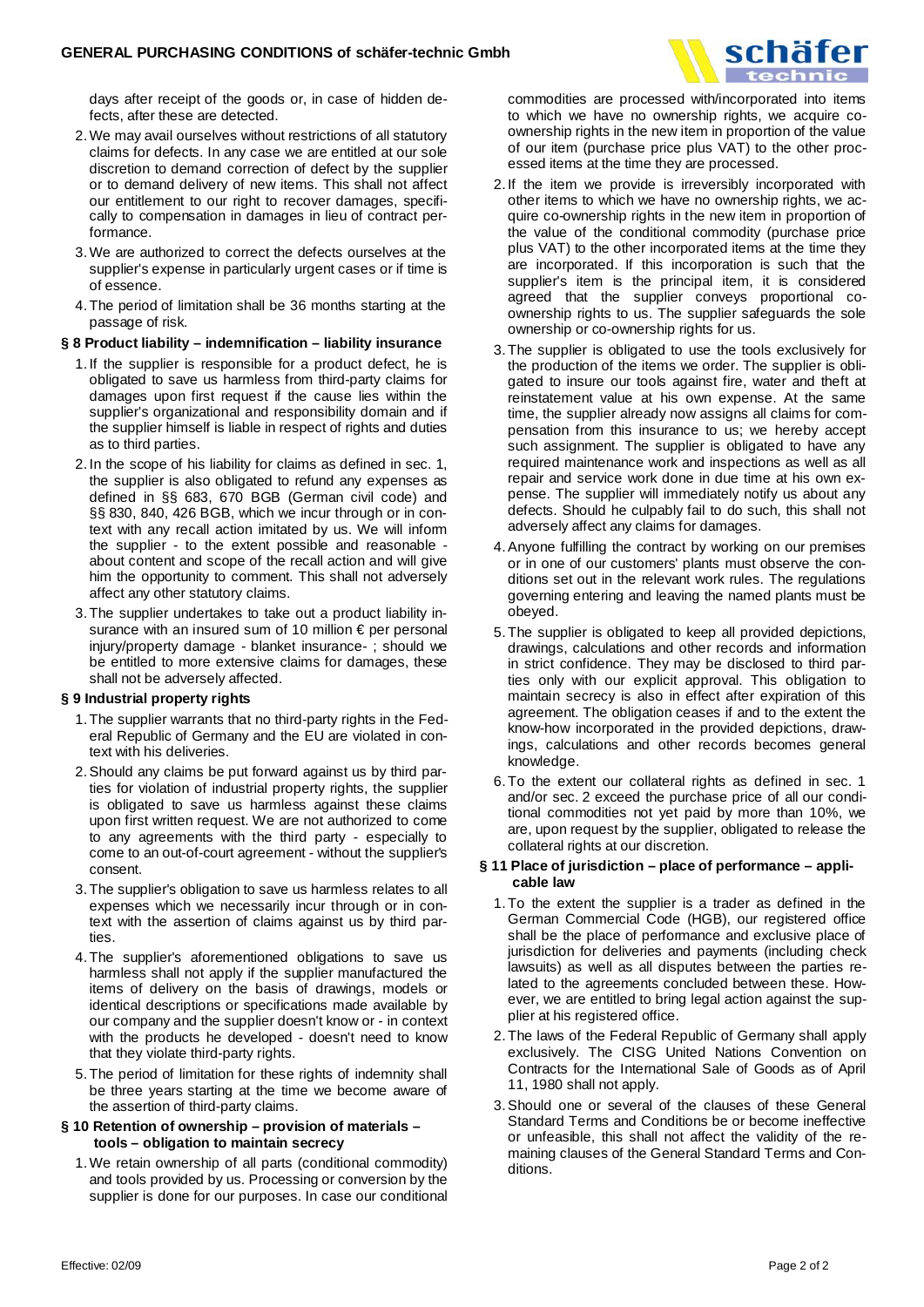days after receipt of the goods or, in case of hidden defects, after these are detected.

2. We may avail ourselves without restrictions of all statutory claims for defects. In any case we are entitled at our sole discretion to demand correction of defect by the supplier or to demand delivery of new items. This shall not affect our entitlement to our right to recover damages, specifically to compensation in damages in lieu of contract performance.
3. We are authorized to correct the defects ourselves at the supplier's expense in particularly urgent cases or if time is of essence.
4. The period of limitation shall be 36 months starting at the passage of risk.

### § 8 Product liability – indemnification – liability insurance

1. If the supplier is responsible for a product defect, he is obligated to save us harmless from third-party claims for damages upon first request if the cause lies within the supplier's organizational and responsibility domain and if the supplier himself is liable in respect of rights and duties as to third parties.
2. In the scope of his liability for claims as defined in sec. 1, the supplier is also obligated to refund any expenses as defined in §§ 683, 670 BGB (German civil code) and §§ 830, 840, 426 BGB, which we incur through or in context with any recall action imitated by us. We will inform the supplier - to the extent possible and reasonable - about content and scope of the recall action and will give him the opportunity to comment. This shall not adversely affect any other statutory claims.
3. The supplier undertakes to take out a product liability insurance with an insured sum of 10 million € per personal injury/property damage - blanket insurance- ; should we be entitled to more extensive claims for damages, these shall not be adversely affected.

### § 9 Industrial property rights

1. The supplier warrants that no third-party rights in the Federal Republic of Germany and the EU are violated in context with his deliveries.
2. Should any claims be put forward against us by third parties for violation of industrial property rights, the supplier is obligated to save us harmless against these claims upon first written request. We are not authorized to come to any agreements with the third party - especially to come to an out-of-court agreement - without the supplier's consent.
3. The supplier's obligation to save us harmless relates to all expenses which we necessarily incur through or in context with the assertion of claims against us by third parties.
4. The supplier's aforementioned obligations to save us harmless shall not apply if the supplier manufactured the items of delivery on the basis of drawings, models or identical descriptions or specifications made available by our company and the supplier doesn't know or - in context with the products he developed - doesn't need to know that they violate third-party rights.
5. The period of limitation for these rights of indemnity shall be three years starting at the time we become aware of the assertion of third-party claims.

### § 10 Retention of ownership – provision of materials – tools – obligation to maintain secrecy

1. We retain ownership of all parts (conditional commodity) and tools provided by us. Processing or conversion by the supplier is done for our purposes. In case our conditional commodities are processed with/incorporated into items to which we have no ownership rights, we acquire co-ownership rights in the new item in proportion of the value of our item (purchase price plus VAT) to the other processed items at the time they are processed.
2. If the item we provide is irreversibly incorporated with other items to which we have no ownership rights, we acquire co-ownership rights in the new item in proportion of the value of the conditional commodity (purchase price plus VAT) to the other incorporated items at the time they are incorporated. If this incorporation is such that the supplier's item is the principal item, it is considered agreed that the supplier conveys proportional co-ownership rights to us. The supplier safeguards the sole ownership or co-ownership rights for us.
3. The supplier is obligated to use the tools exclusively for the production of the items we order. The supplier is obligated to insure our tools against fire, water and theft at reinstatement value at his own expense. At the same time, the supplier already now assigns all claims for compensation from this insurance to us; we hereby accept such assignment. The supplier is obligated to have any required maintenance work and inspections as well as all repair and service work done in due time at his own expense. The supplier will immediately notify us about any defects. Should he culpably fail to do such, this shall not adversely affect any claims for damages.
4. Anyone fulfilling the contract by working on our premises or in one of our customers' plants must observe the conditions set out in the relevant work rules. The regulations governing entering and leaving the named plants must be obeyed.
5. The supplier is obligated to keep all provided depictions, drawings, calculations and other records and information in strict confidence. They may be disclosed to third parties only with our explicit approval. This obligation to maintain secrecy is also in effect after expiration of this agreement. The obligation ceases if and to the extent the know-how incorporated in the provided depictions, drawings, calculations and other records becomes general knowledge.
6. To the extent our collateral rights as defined in sec. 1 and/or sec. 2 exceed the purchase price of all our conditional commodities not yet paid by more than 10%, we are, upon request by the supplier, obligated to release the collateral rights at our discretion.

### § 11 Place of jurisdiction – place of performance – applicable law

1. To the extent the supplier is a trader as defined in the German Commercial Code (HGB), our registered office shall be the place of performance and exclusive place of jurisdiction for deliveries and payments (including check lawsuits) as well as all disputes between the parties related to the agreements concluded between these. However, we are entitled to bring legal action against the supplier at his registered office.
2. The laws of the Federal Republic of Germany shall apply exclusively. The CISG United Nations Convention on Contracts for the International Sale of Goods as of April 11, 1980 shall not apply.
3. Should one or several of the clauses of these General Standard Terms and Conditions be or become ineffective or unfeasible, this shall not affect the validity of the remaining clauses of the General Standard Terms and Conditions.

Effective: 02/09